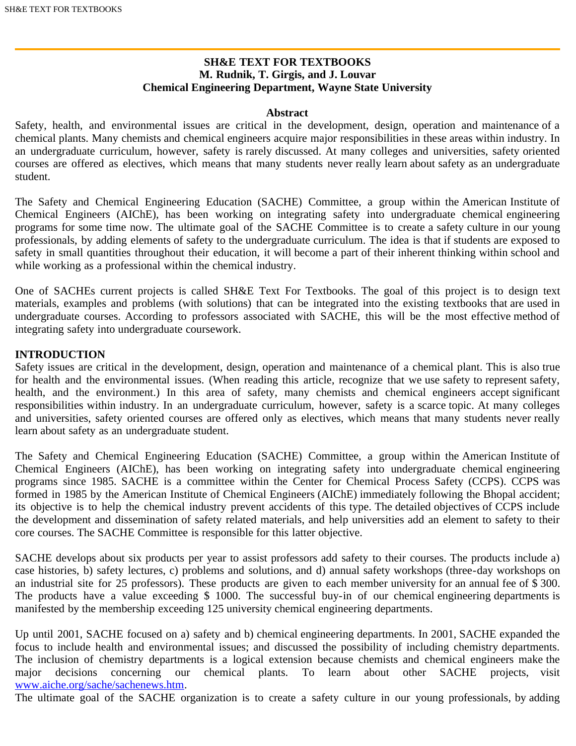# SH&E TEXT FOR TEXTBOOKS

**M. Rudnik, T. Girgis, and J. Louvar**
**Chemical Engineering Department, Wayne State University**

## Abstract

Safety, health, and environmental issues are critical in the development, design, operation and maintenance of a chemical plants. Many chemists and chemical engineers acquire major responsibilities in these areas within industry. In an undergraduate curriculum, however, safety is rarely discussed. At many colleges and universities, safety oriented courses are offered as electives, which means that many students never really learn about safety as an undergraduate student.

The Safety and Chemical Engineering Education (SACHE) Committee, a group within the American Institute of Chemical Engineers (AIChE), has been working on integrating safety into undergraduate chemical engineering programs for some time now. The ultimate goal of the SACHE Committee is to create a safety culture in our young professionals, by adding elements of safety to the undergraduate curriculum. The idea is that if students are exposed to safety in small quantities throughout their education, it will become a part of their inherent thinking within school and while working as a professional within the chemical industry.

One of SACHEs current projects is called SH&E Text For Textbooks. The goal of this project is to design text materials, examples and problems (with solutions) that can be integrated into the existing textbooks that are used in undergraduate courses. According to professors associated with SACHE, this will be the most effective method of integrating safety into undergraduate coursework.

## INTRODUCTION

Safety issues are critical in the development, design, operation and maintenance of a chemical plant. This is also true for health and the environmental issues. (When reading this article, recognize that we use safety to represent safety, health, and the environment.) In this area of safety, many chemists and chemical engineers accept significant responsibilities within industry. In an undergraduate curriculum, however, safety is a scarce topic. At many colleges and universities, safety oriented courses are offered only as electives, which means that many students never really learn about safety as an undergraduate student.

The Safety and Chemical Engineering Education (SACHE) Committee, a group within the American Institute of Chemical Engineers (AIChE), has been working on integrating safety into undergraduate chemical engineering programs since 1985. SACHE is a committee within the Center for Chemical Process Safety (CCPS). CCPS was formed in 1985 by the American Institute of Chemical Engineers (AIChE) immediately following the Bhopal accident; its objective is to help the chemical industry prevent accidents of this type. The detailed objectives of CCPS include the development and dissemination of safety related materials, and help universities add an element to safety to their core courses. The SACHE Committee is responsible for this latter objective.

SACHE develops about six products per year to assist professors add safety to their courses. The products include a) case histories, b) safety lectures, c) problems and solutions, and d) annual safety workshops (three-day workshops on an industrial site for 25 professors). These products are given to each member university for an annual fee of $ 300. The products have a value exceeding $ 1000. The successful buy-in of our chemical engineering departments is manifested by the membership exceeding 125 university chemical engineering departments.

Up until 2001, SACHE focused on a) safety and b) chemical engineering departments. In 2001, SACHE expanded the focus to include health and environmental issues; and discussed the possibility of including chemistry departments. The inclusion of chemistry departments is a logical extension because chemists and chemical engineers make the major decisions concerning our chemical plants. To learn about other SACHE projects, visit [www.aiche.org/sache/sachenews.htm](www.aiche.org/sache/sachenews.htm).

The ultimate goal of the SACHE organization is to create a safety culture in our young professionals, by adding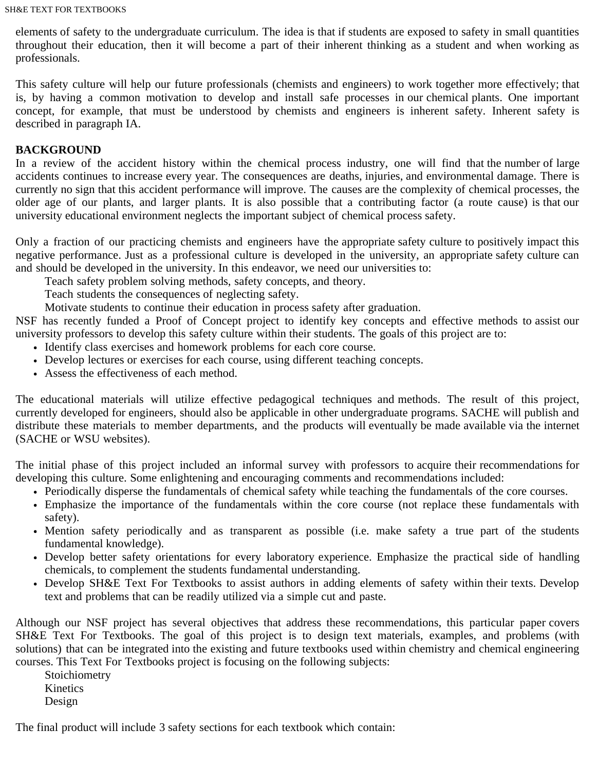elements of safety to the undergraduate curriculum. The idea is that if students are exposed to safety in small quantities throughout their education, then it will become a part of their inherent thinking as a student and when working as professionals.

This safety culture will help our future professionals (chemists and engineers) to work together more effectively; that is, by having a common motivation to develop and install safe processes in our chemical plants. One important concept, for example, that must be understood by chemists and engineers is inherent safety. Inherent safety is described in paragraph IA.

**BACKGROUND**

In a review of the accident history within the chemical process industry, one will find that the number of large accidents continues to increase every year. The consequences are deaths, injuries, and environmental damage. There is currently no sign that this accident performance will improve. The causes are the complexity of chemical processes, the older age of our plants, and larger plants. It is also possible that a contributing factor (a route cause) is that our university educational environment neglects the important subject of chemical process safety.

Only a fraction of our practicing chemists and engineers have the appropriate safety culture to positively impact this negative performance. Just as a professional culture is developed in the university, an appropriate safety culture can and should be developed in the university. In this endeavor, we need our universities to:

Teach safety problem solving methods, safety concepts, and theory.
Teach students the consequences of neglecting safety.
Motivate students to continue their education in process safety after graduation.

NSF has recently funded a Proof of Concept project to identify key concepts and effective methods to assist our university professors to develop this safety culture within their students. The goals of this project are to:

- Identify class exercises and homework problems for each core course.
- Develop lectures or exercises for each course, using different teaching concepts.
- Assess the effectiveness of each method.

The educational materials will utilize effective pedagogical techniques and methods. The result of this project, currently developed for engineers, should also be applicable in other undergraduate programs. SACHE will publish and distribute these materials to member departments, and the products will eventually be made available via the internet (SACHE or WSU websites).

The initial phase of this project included an informal survey with professors to acquire their recommendations for developing this culture. Some enlightening and encouraging comments and recommendations included:

- Periodically disperse the fundamentals of chemical safety while teaching the fundamentals of the core courses.
- Emphasize the importance of the fundamentals within the core course (not replace these fundamentals with safety).
- Mention safety periodically and as transparent as possible (i.e. make safety a true part of the students fundamental knowledge).
- Develop better safety orientations for every laboratory experience. Emphasize the practical side of handling chemicals, to complement the students fundamental understanding.
- Develop SH&E Text For Textbooks to assist authors in adding elements of safety within their texts. Develop text and problems that can be readily utilized via a simple cut and paste.

Although our NSF project has several objectives that address these recommendations, this particular paper covers SH&E Text For Textbooks. The goal of this project is to design text materials, examples, and problems (with solutions) that can be integrated into the existing and future textbooks used within chemistry and chemical engineering courses. This Text For Textbooks project is focusing on the following subjects:

Stoichiometry
Kinetics
Design

The final product will include 3 safety sections for each textbook which contain: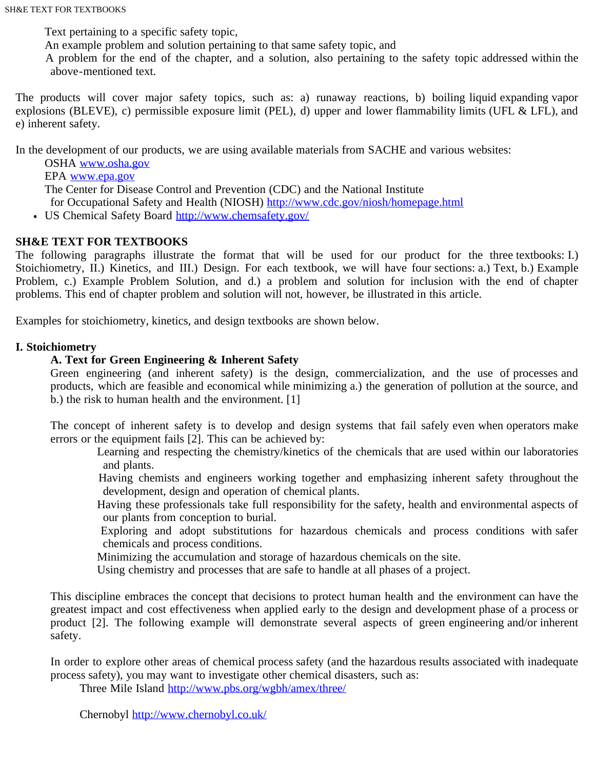Text pertaining to a specific safety topic,
An example problem and solution pertaining to that same safety topic, and
A problem for the end of the chapter, and a solution, also pertaining to the safety topic addressed within the above-mentioned text.

The products will cover major safety topics, such as: a) runaway reactions, b) boiling liquid expanding vapor explosions (BLEVE), c) permissible exposure limit (PEL), d) upper and lower flammability limits (UFL & LFL), and e) inherent safety.

In the development of our products, we are using available materials from SACHE and various websites:

OSHA www.osha.gov
EPA www.epa.gov
The Center for Disease Control and Prevention (CDC) and the National Institute for Occupational Safety and Health (NIOSH) http://www.cdc.gov/niosh/homepage.html

- US Chemical Safety Board http://www.chemsafety.gov/

## SH&E TEXT FOR TEXTBOOKS

The following paragraphs illustrate the format that will be used for our product for the three textbooks: I.) Stoichiometry, II.) Kinetics, and III.) Design. For each textbook, we will have four sections: a.) Text, b.) Example Problem, c.) Example Problem Solution, and d.) a problem and solution for inclusion with the end of chapter problems. This end of chapter problem and solution will not, however, be illustrated in this article.

Examples for stoichiometry, kinetics, and design textbooks are shown below.

## I. Stoichiometry

### A. Text for Green Engineering & Inherent Safety

Green engineering (and inherent safety) is the design, commercialization, and the use of processes and products, which are feasible and economical while minimizing a.) the generation of pollution at the source, and b.) the risk to human health and the environment. [1]

The concept of inherent safety is to develop and design systems that fail safely even when operators make errors or the equipment fails [2]. This can be achieved by:

Learning and respecting the chemistry/kinetics of the chemicals that are used within our laboratories and plants.
Having chemists and engineers working together and emphasizing inherent safety throughout the development, design and operation of chemical plants.
Having these professionals take full responsibility for the safety, health and environmental aspects of our plants from conception to burial.
Exploring and adopt substitutions for hazardous chemicals and process conditions with safer chemicals and process conditions.
Minimizing the accumulation and storage of hazardous chemicals on the site.
Using chemistry and processes that are safe to handle at all phases of a project.

This discipline embraces the concept that decisions to protect human health and the environment can have the greatest impact and cost effectiveness when applied early to the design and development phase of a process or product [2]. The following example will demonstrate several aspects of green engineering and/or inherent safety.

In order to explore other areas of chemical process safety (and the hazardous results associated with inadequate process safety), you may want to investigate other chemical disasters, such as:

Three Mile Island http://www.pbs.org/wgbh/amex/three/

Chernobyl http://www.chernobyl.co.uk/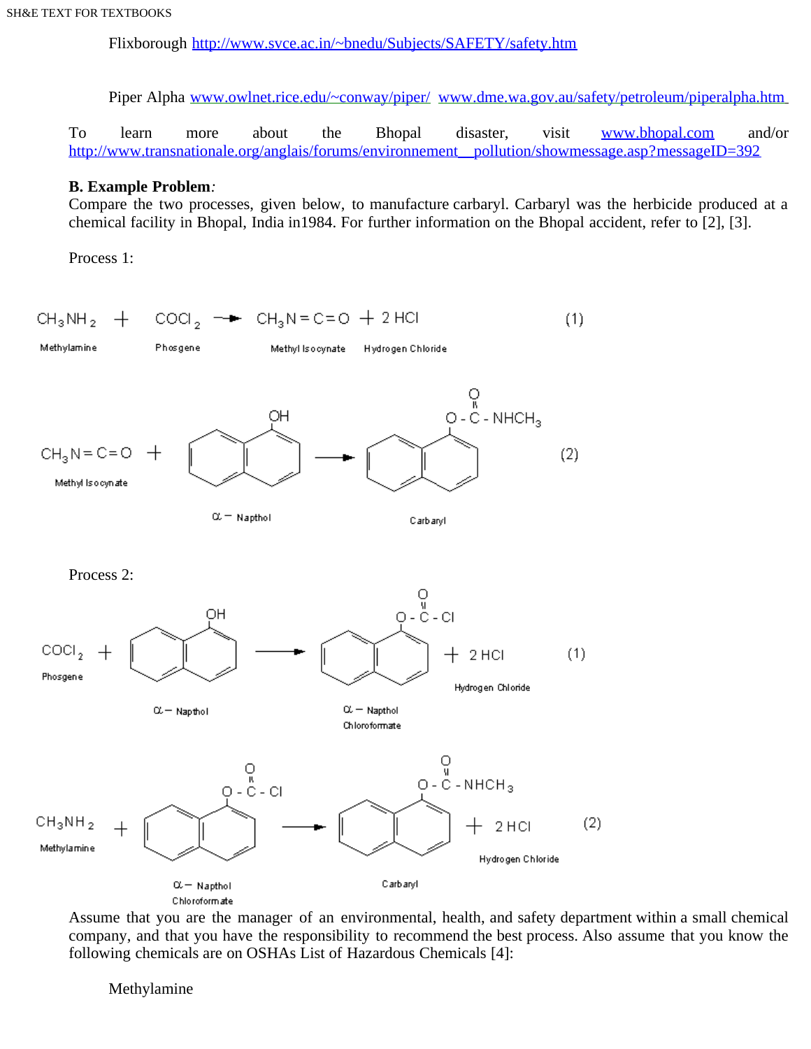Flixborough http://www.svce.ac.in/~bnedu/Subjects/SAFETY/safety.htm

Piper Alpha www.owlnet.rice.edu/~conway/piper/ www.dme.wa.gov.au/safety/petroleum/piperalpha.htm

To learn more about the Bhopal disaster, visit www.bhopal.com and/or http://www.transnationale.org/anglais/forums/environnement__pollution/showmessage.asp?messageID=392

**B. Example Problem***:*
Compare the two processes, given below, to manufacture carbaryl. Carbaryl was the herbicide produced at a chemical facility in Bhopal, India in1984. For further information on the Bhopal accident, refer to [2], [3].

Process 1:

$$CH_3NH_2 + COCl_2 \rightarrow CH_3N{=}C{=}O + 2\,HCl \quad (1)$$

Methylamine + Phosgene → Methyl Isocynate + Hydrogen Chloride

$$CH_3N{=}C{=}O + \alpha\text{-Napthol} \rightarrow \text{Carbaryl} \quad (2)$$

Methyl Isocynate + α – Napthol → Carbaryl (naphthyl–O–C(=O)–NHCH₃)

Process 2:

$$COCl_2 + \alpha\text{-Napthol} \rightarrow \alpha\text{-Napthol Chloroformate} + 2\,HCl \quad (1)$$

Phosgene + α – Napthol → α – Napthol Chloroformate (naphthyl–O–C(=O)–Cl) + Hydrogen Chloride

$$CH_3NH_2 + \alpha\text{-Napthol Chloroformate} \rightarrow \text{Carbaryl} + 2\,HCl \quad (2)$$

Methylamine + α – Napthol Chloroformate → Carbaryl (naphthyl–O–C(=O)–NHCH₃) + Hydrogen Chloride

Assume that you are the manager of an environmental, health, and safety department within a small chemical company, and that you have the responsibility to recommend the best process. Also assume that you know the following chemicals are on OSHAs List of Hazardous Chemicals [4]:

Methylamine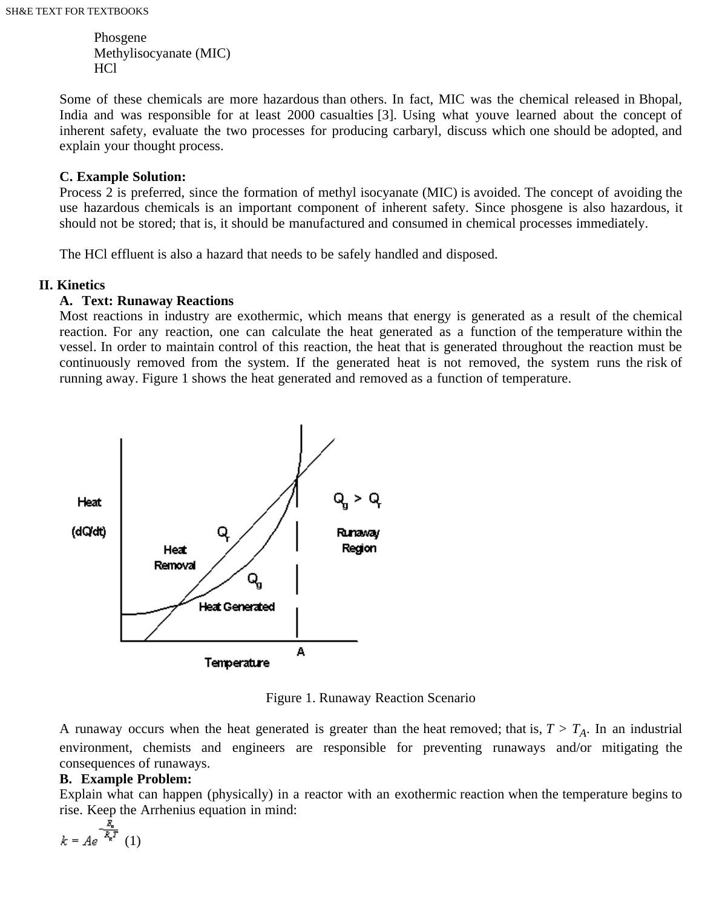Phosgene
Methylisocyanate (MIC)
HCl

Some of these chemicals are more hazardous than others. In fact, MIC was the chemical released in Bhopal, India and was responsible for at least 2000 casualties [3]. Using what youve learned about the concept of inherent safety, evaluate the two processes for producing carbaryl, discuss which one should be adopted, and explain your thought process.

**C. Example Solution:**

Process 2 is preferred, since the formation of methyl isocyanate (MIC) is avoided. The concept of avoiding the use hazardous chemicals is an important component of inherent safety. Since phosgene is also hazardous, it should not be stored; that is, it should be manufactured and consumed in chemical processes immediately.

The HCl effluent is also a hazard that needs to be safely handled and disposed.

## II. Kinetics

### A. Text: Runaway Reactions

Most reactions in industry are exothermic, which means that energy is generated as a result of the chemical reaction. For any reaction, one can calculate the heat generated as a function of the temperature within the vessel. In order to maintain control of this reaction, the heat that is generated throughout the reaction must be continuously removed from the system. If the generated heat is not removed, the system runs the risk of running away. Figure 1 shows the heat generated and removed as a function of temperature.

Figure 1. Runaway Reaction Scenario

A runaway occurs when the heat generated is greater than the heat removed; that is, $T > T_A$. In an industrial environment, chemists and engineers are responsible for preventing runaways and/or mitigating the consequences of runaways.

### B. Example Problem:

Explain what can happen (physically) in a reactor with an exothermic reaction when the temperature begins to rise. Keep the Arrhenius equation in mind:

$$k = Ae^{-\frac{E_a}{R_g T}} \quad (1)$$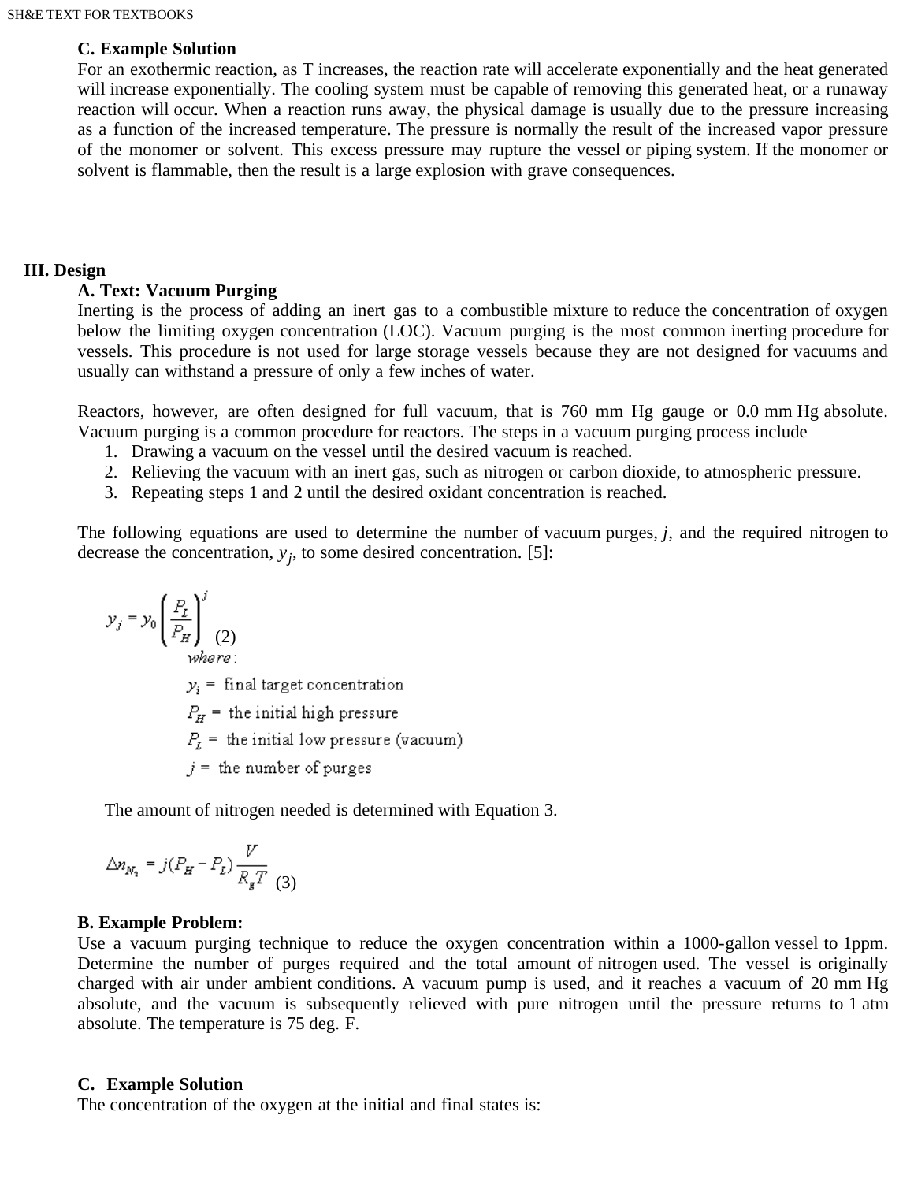### C. Example Solution

For an exothermic reaction, as T increases, the reaction rate will accelerate exponentially and the heat generated will increase exponentially. The cooling system must be capable of removing this generated heat, or a runaway reaction will occur. When a reaction runs away, the physical damage is usually due to the pressure increasing as a function of the increased temperature. The pressure is normally the result of the increased vapor pressure of the monomer or solvent. This excess pressure may rupture the vessel or piping system. If the monomer or solvent is flammable, then the result is a large explosion with grave consequences.

## III. Design

### A. Text: Vacuum Purging

Inerting is the process of adding an inert gas to a combustible mixture to reduce the concentration of oxygen below the limiting oxygen concentration (LOC). Vacuum purging is the most common inerting procedure for vessels. This procedure is not used for large storage vessels because they are not designed for vacuums and usually can withstand a pressure of only a few inches of water.

Reactors, however, are often designed for full vacuum, that is 760 mm Hg gauge or 0.0 mm Hg absolute. Vacuum purging is a common procedure for reactors. The steps in a vacuum purging process include

1. Drawing a vacuum on the vessel until the desired vacuum is reached.
2. Relieving the vacuum with an inert gas, such as nitrogen or carbon dioxide, to atmospheric pressure.
3. Repeating steps 1 and 2 until the desired oxidant concentration is reached.

The following equations are used to determine the number of vacuum purges, $j$, and the required nitrogen to decrease the concentration, $y_j$, to some desired concentration. [5]:

$$y_j = y_0 \left( \frac{P_L}{P_H} \right)^j \quad (2)$$

where:

$y_i$ = final target concentration

$P_H$ = the initial high pressure

$P_L$ = the initial low pressure (vacuum)

$j$ = the number of purges

The amount of nitrogen needed is determined with Equation 3.

$$\Delta n_{N_2} = j(P_H - P_L)\frac{V}{R_g T} \quad (3)$$

### B. Example Problem:

Use a vacuum purging technique to reduce the oxygen concentration within a 1000-gallon vessel to 1ppm. Determine the number of purges required and the total amount of nitrogen used. The vessel is originally charged with air under ambient conditions. A vacuum pump is used, and it reaches a vacuum of 20 mm Hg absolute, and the vacuum is subsequently relieved with pure nitrogen until the pressure returns to 1 atm absolute. The temperature is 75 deg. F.

### C. Example Solution

The concentration of the oxygen at the initial and final states is: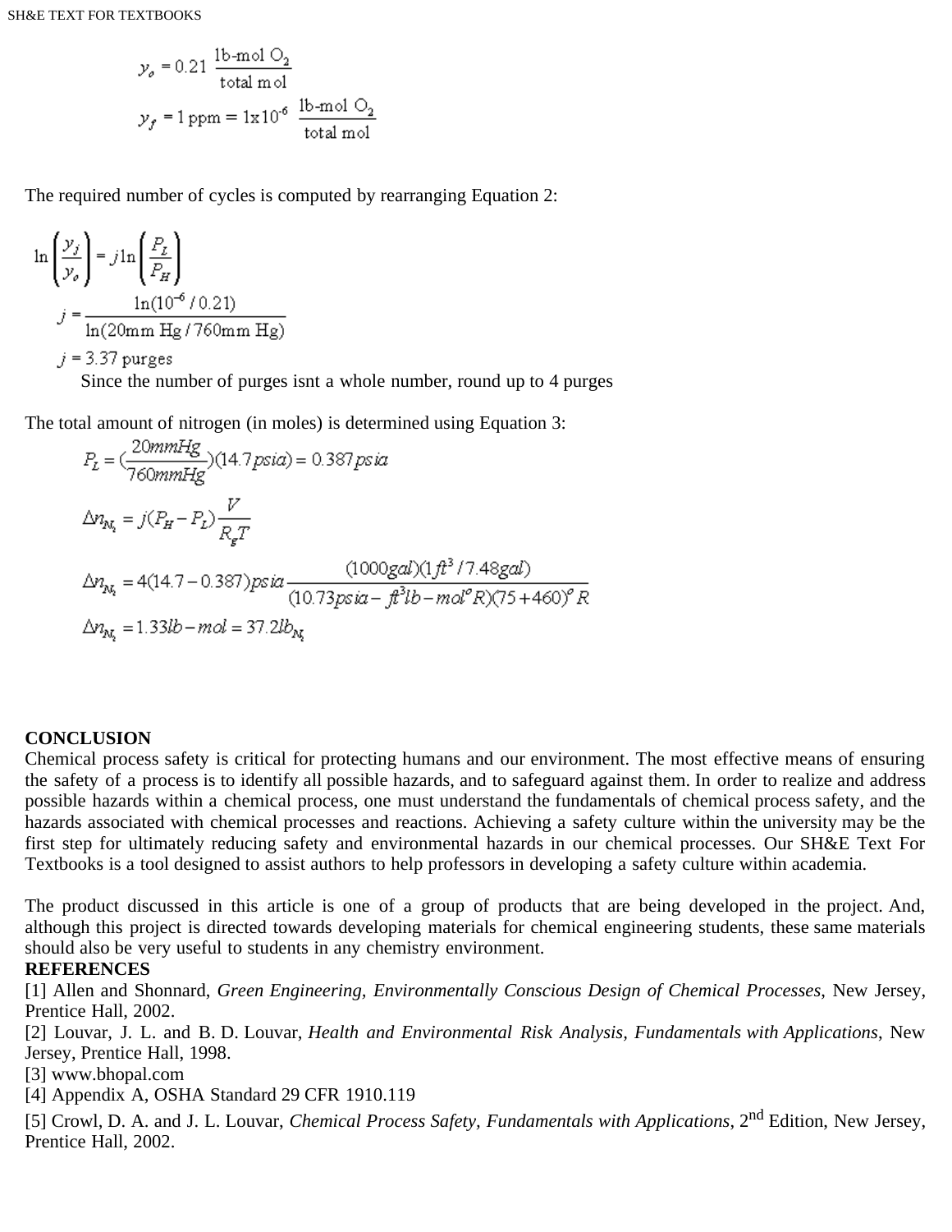$$y_o = 0.21 \ \frac{\text{lb-mol O}_2}{\text{total mol}}$$

$$y_f = 1\text{ ppm} = 1\text{x}10^{-6} \ \frac{\text{lb-mol O}_2}{\text{total mol}}$$

The required number of cycles is computed by rearranging Equation 2:

$$\ln\left(\frac{y_j}{y_o}\right) = j\ln\left(\frac{P_L}{P_H}\right)$$

$$j = \frac{\ln(10^{-6}/0.21)}{\ln(20\text{mm Hg}/760\text{mm Hg})}$$

$$j = 3.37 \text{ purges}$$

Since the number of purges isnt a whole number, round up to 4 purges

The total amount of nitrogen (in moles) is determined using Equation 3:

$$P_L = (\frac{20mmHg}{760mmHg})(14.7psia) = 0.387psia$$

$$\Delta n_{N_2} = j(P_H - P_L)\frac{V}{R_g T}$$

$$\Delta n_{N_2} = 4(14.7 - 0.387)psia\frac{(1000gal)(1ft^3/7.48gal)}{(10.73psia - ft^3lb - mol^oR)(75+460)^oR}$$

$$\Delta n_{N_2} = 1.33lb - mol = 37.2lb_{N_2}$$

**CONCLUSION**

Chemical process safety is critical for protecting humans and our environment. The most effective means of ensuring the safety of a process is to identify all possible hazards, and to safeguard against them. In order to realize and address possible hazards within a chemical process, one must understand the fundamentals of chemical process safety, and the hazards associated with chemical processes and reactions. Achieving a safety culture within the university may be the first step for ultimately reducing safety and environmental hazards in our chemical processes. Our SH&E Text For Textbooks is a tool designed to assist authors to help professors in developing a safety culture within academia.

The product discussed in this article is one of a group of products that are being developed in the project. And, although this project is directed towards developing materials for chemical engineering students, these same materials should also be very useful to students in any chemistry environment.

**REFERENCES**

[1] Allen and Shonnard, *Green Engineering, Environmentally Conscious Design of Chemical Processes*, New Jersey, Prentice Hall, 2002.

[2] Louvar, J. L. and B. D. Louvar, *Health and Environmental Risk Analysis, Fundamentals with Applications*, New Jersey, Prentice Hall, 1998.

[3] www.bhopal.com

[4] Appendix A, OSHA Standard 29 CFR 1910.119

[5] Crowl, D. A. and J. L. Louvar, *Chemical Process Safety, Fundamentals with Applications*, 2nd Edition, New Jersey, Prentice Hall, 2002.